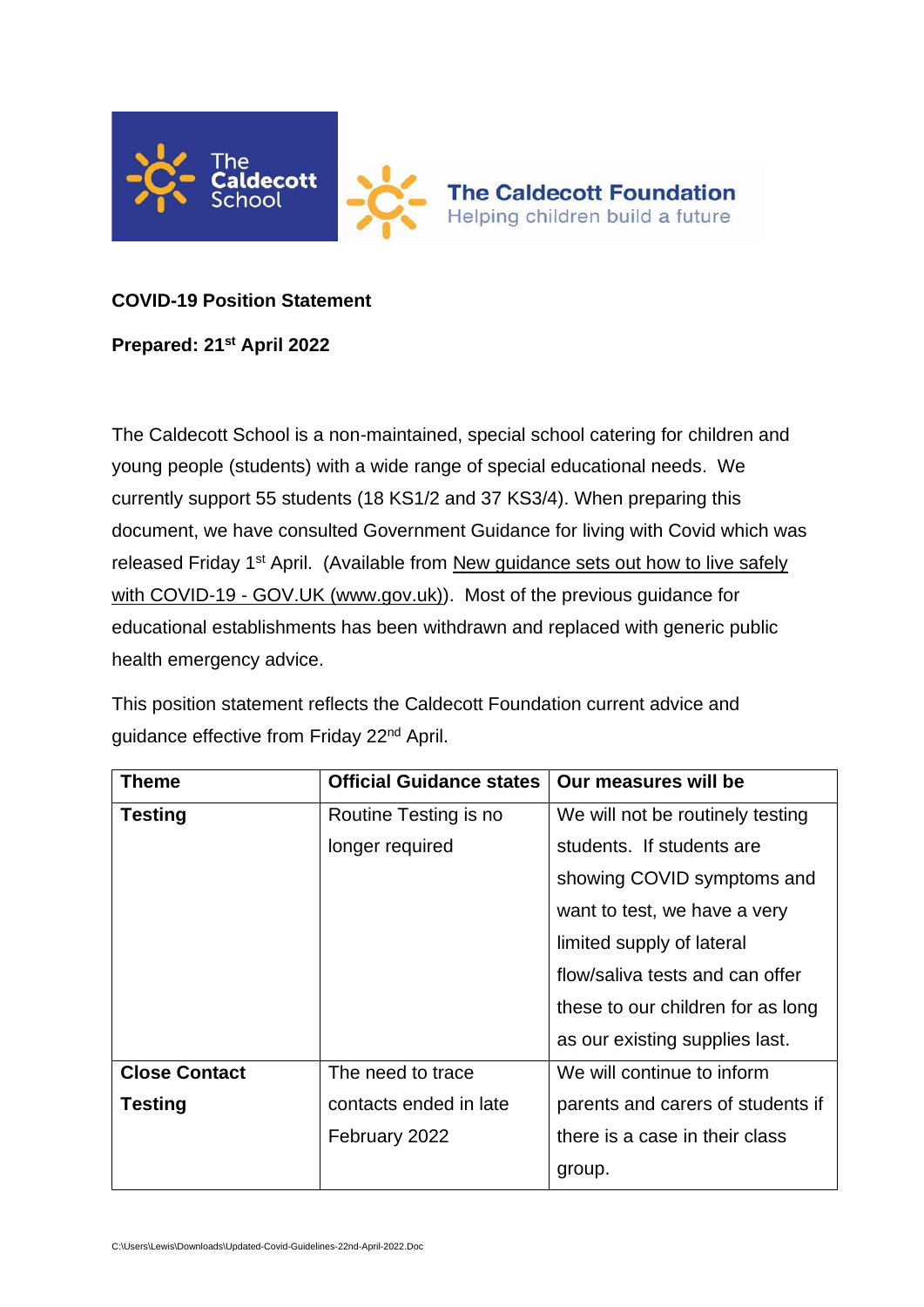The Caldecott School

The Caldecott Foundation
Helping children build a future

**COVID-19 Position Statement**

**Prepared: 21st April 2022**

The Caldecott School is a non-maintained, special school catering for children and young people (students) with a wide range of special educational needs. We currently support 55 students (18 KS1/2 and 37 KS3/4). When preparing this document, we have consulted Government Guidance for living with Covid which was released Friday 1st April. (Available from New guidance sets out how to live safely with COVID-19 - GOV.UK (www.gov.uk)). Most of the previous guidance for educational establishments has been withdrawn and replaced with generic public health emergency advice.

This position statement reflects the Caldecott Foundation current advice and guidance effective from Friday 22nd April.

| Theme | Official Guidance states | Our measures will be |
|---|---|---|
| **Testing** | Routine Testing is no longer required | We will not be routinely testing students. If students are showing COVID symptoms and want to test, we have a very limited supply of lateral flow/saliva tests and can offer these to our children for as long as our existing supplies last. |
| **Close Contact Testing** | The need to trace contacts ended in late February 2022 | We will continue to inform parents and carers of students if there is a case in their class group. |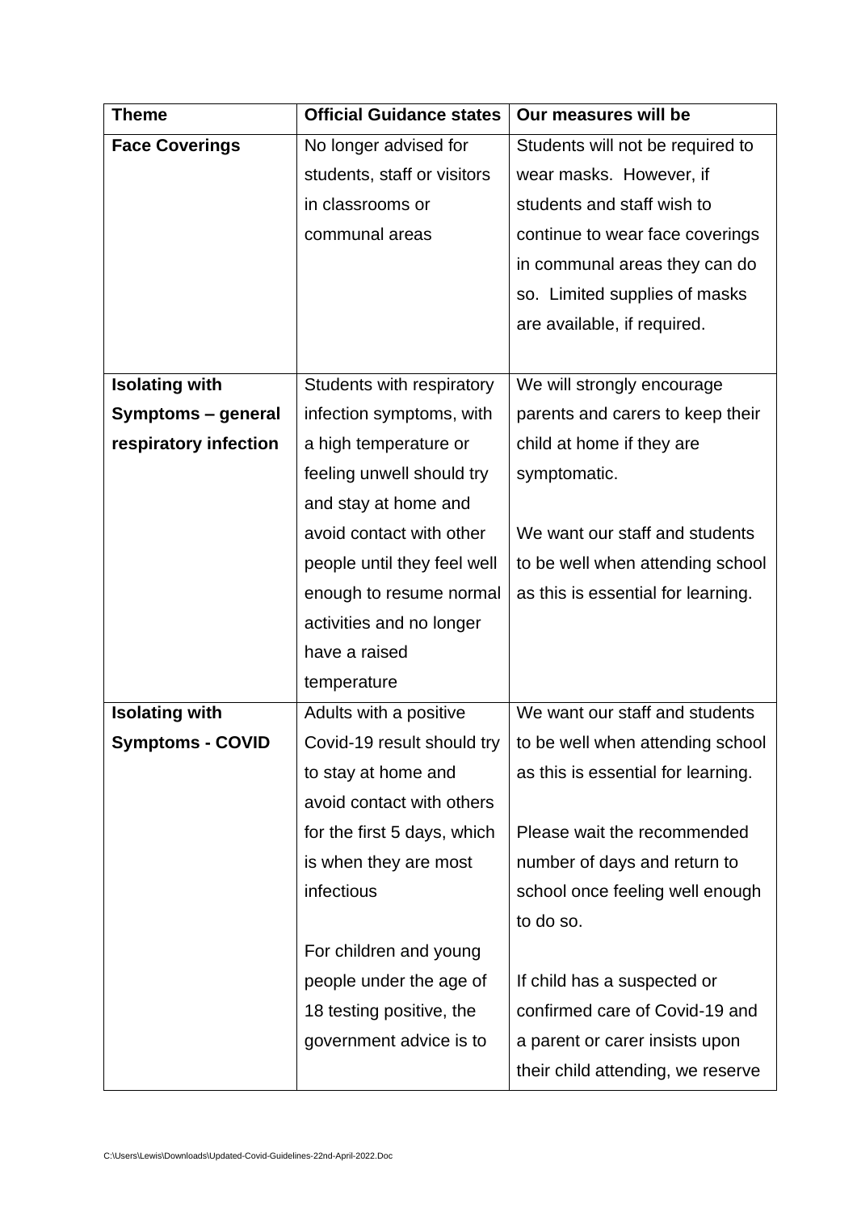| Theme | Official Guidance states | Our measures will be |
|---|---|---|
| **Face Coverings** | No longer advised for students, staff or visitors in classrooms or communal areas | Students will not be required to wear masks. However, if students and staff wish to continue to wear face coverings in communal areas they can do so. Limited supplies of masks are available, if required. |
| **Isolating with Symptoms – general respiratory infection** | Students with respiratory infection symptoms, with a high temperature or feeling unwell should try and stay at home and avoid contact with other people until they feel well enough to resume normal activities and no longer have a raised temperature | We will strongly encourage parents and carers to keep their child at home if they are symptomatic.<br><br>We want our staff and students to be well when attending school as this is essential for learning. |
| **Isolating with Symptoms - COVID** | Adults with a positive Covid-19 result should try to stay at home and avoid contact with others for the first 5 days, which is when they are most infectious<br><br>For children and young people under the age of 18 testing positive, the government advice is to | We want our staff and students to be well when attending school as this is essential for learning.<br><br>Please wait the recommended number of days and return to school once feeling well enough to do so.<br><br>If child has a suspected or confirmed care of Covid-19 and a parent or carer insists upon their child attending, we reserve |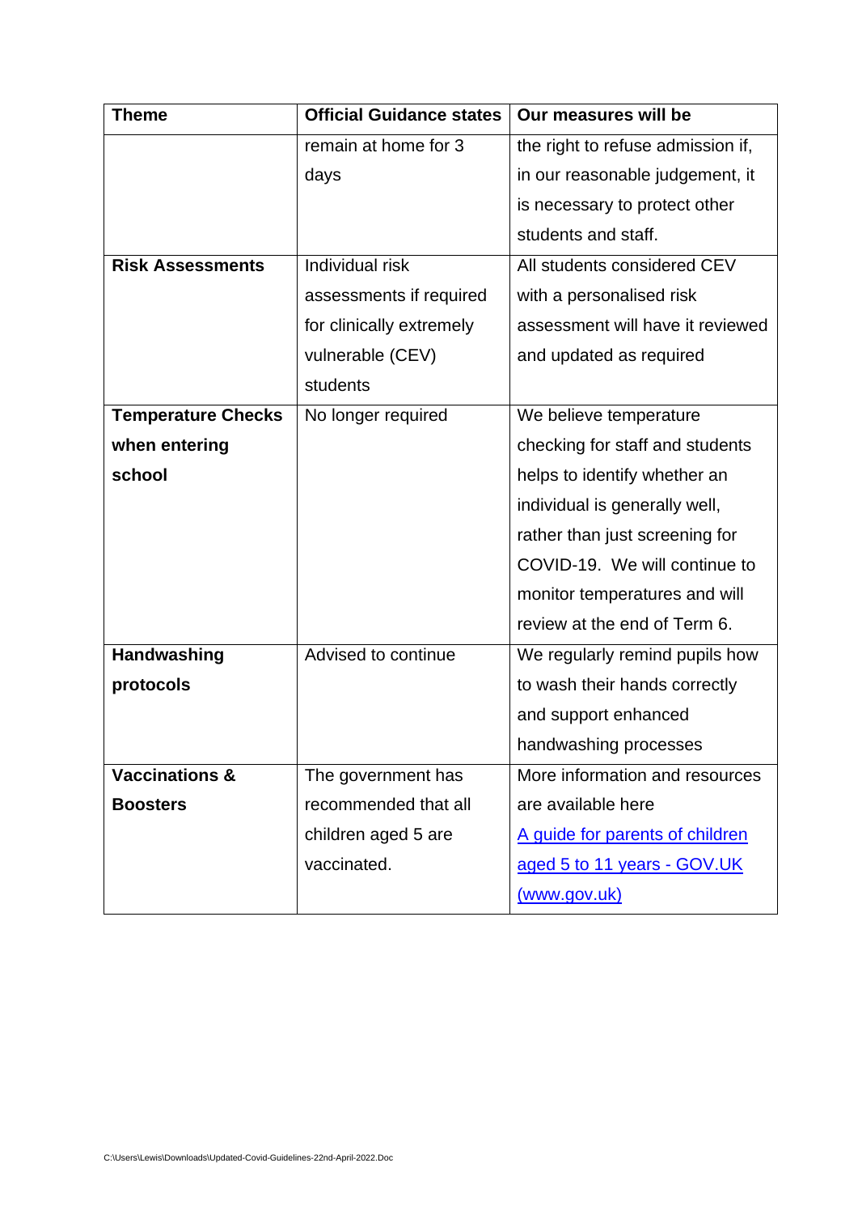| Theme | Official Guidance states | Our measures will be |
|---|---|---|
| | remain at home for 3 days | the right to refuse admission if, in our reasonable judgement, it is necessary to protect other students and staff. |
| **Risk Assessments** | Individual risk assessments if required for clinically extremely vulnerable (CEV) students | All students considered CEV with a personalised risk assessment will have it reviewed and updated as required |
| **Temperature Checks when entering school** | No longer required | We believe temperature checking for staff and students helps to identify whether an individual is generally well, rather than just screening for COVID-19. We will continue to monitor temperatures and will review at the end of Term 6. |
| **Handwashing protocols** | Advised to continue | We regularly remind pupils how to wash their hands correctly and support enhanced handwashing processes |
| **Vaccinations & Boosters** | The government has recommended that all children aged 5 are vaccinated. | More information and resources are available here [A guide for parents of children aged 5 to 11 years - GOV.UK (www.gov.uk)] |